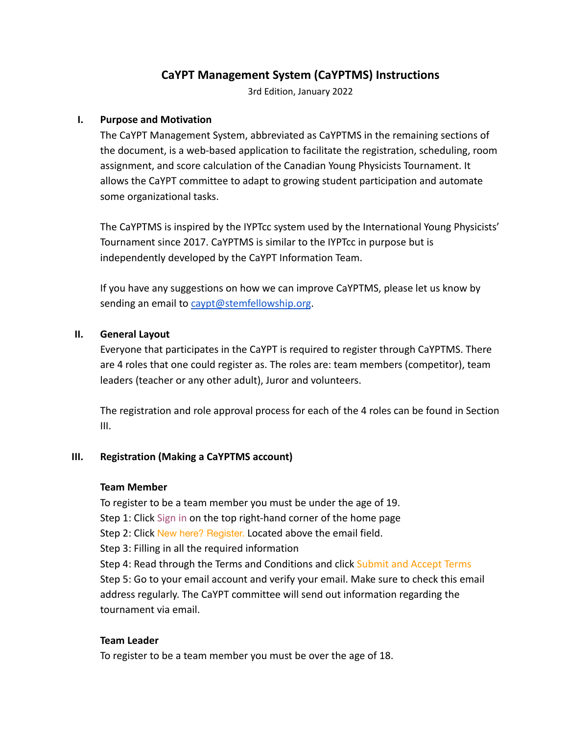# CaYPT Management System (CaYPTMS) Instructions

3rd Edition, January 2022

## I. Purpose and Motivation

The CaYPT Management System, abbreviated as CaYPTMS in the remaining sections of the document, is a web-based application to facilitate the registration, scheduling, room assignment, and score calculation of the Canadian Young Physicists Tournament. It allows the CaYPT committee to adapt to growing student participation and automate some organizational tasks.

The CaYPTMS is inspired by the IYPTcc system used by the International Young Physicists' Tournament since 2017. CaYPTMS is similar to the IYPTcc in purpose but is independently developed by the CaYPT Information Team.

If you have any suggestions on how we can improve CaYPTMS, please let us know by sending an email to caypt@stemfellowship.org.

## II. General Layout

Everyone that participates in the CaYPT is required to register through CaYPTMS. There are 4 roles that one could register as. The roles are: team members (competitor), team leaders (teacher or any other adult), Juror and volunteers.

The registration and role approval process for each of the 4 roles can be found in Section III.

## III. Registration (Making a CaYPTMS account)

### Team Member

To register to be a team member you must be under the age of 19.

Step 1: Click Sign in on the top right-hand corner of the home page

Step 2: Click New here? Register. Located above the email field.

Step 3: Filling in all the required information

Step 4: Read through the Terms and Conditions and click Submit and Accept Terms

Step 5: Go to your email account and verify your email. Make sure to check this email address regularly. The CaYPT committee will send out information regarding the tournament via email.

### Team Leader

To register to be a team member you must be over the age of 18.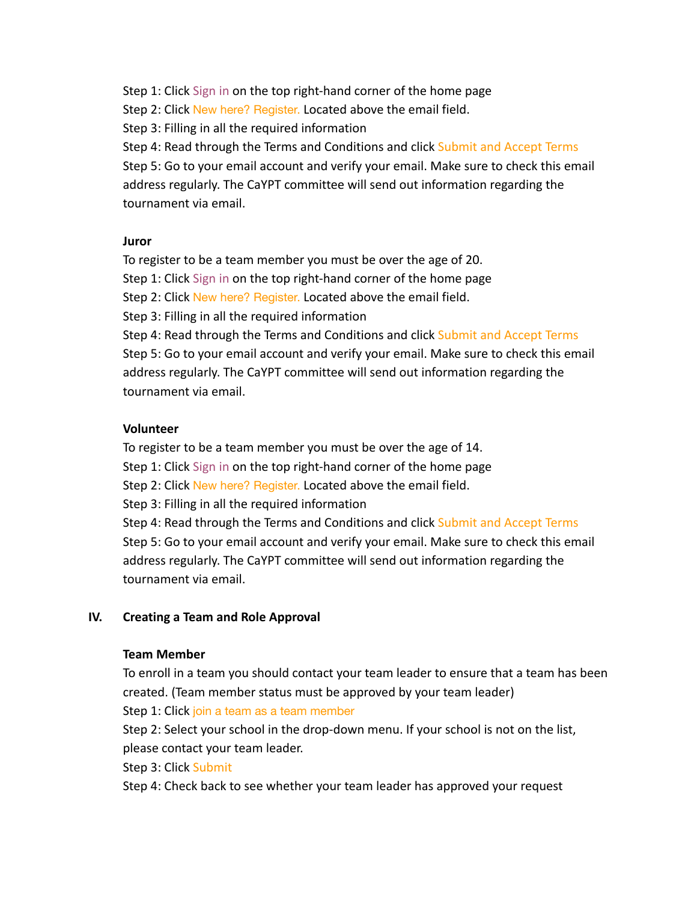Step 1: Click Sign in on the top right-hand corner of the home page
Step 2: Click New here? Register. Located above the email field.
Step 3: Filling in all the required information
Step 4: Read through the Terms and Conditions and click Submit and Accept Terms
Step 5: Go to your email account and verify your email. Make sure to check this email address regularly. The CaYPT committee will send out information regarding the tournament via email.

**Juror**

To register to be a team member you must be over the age of 20.
Step 1: Click Sign in on the top right-hand corner of the home page
Step 2: Click New here? Register. Located above the email field.
Step 3: Filling in all the required information
Step 4: Read through the Terms and Conditions and click Submit and Accept Terms
Step 5: Go to your email account and verify your email. Make sure to check this email address regularly. The CaYPT committee will send out information regarding the tournament via email.

**Volunteer**

To register to be a team member you must be over the age of 14.
Step 1: Click Sign in on the top right-hand corner of the home page
Step 2: Click New here? Register. Located above the email field.
Step 3: Filling in all the required information
Step 4: Read through the Terms and Conditions and click Submit and Accept Terms
Step 5: Go to your email account and verify your email. Make sure to check this email address regularly. The CaYPT committee will send out information regarding the tournament via email.

## IV. Creating a Team and Role Approval

**Team Member**

To enroll in a team you should contact your team leader to ensure that a team has been created. (Team member status must be approved by your team leader)
Step 1: Click join a team as a team member
Step 2: Select your school in the drop-down menu. If your school is not on the list, please contact your team leader.
Step 3: Click Submit
Step 4: Check back to see whether your team leader has approved your request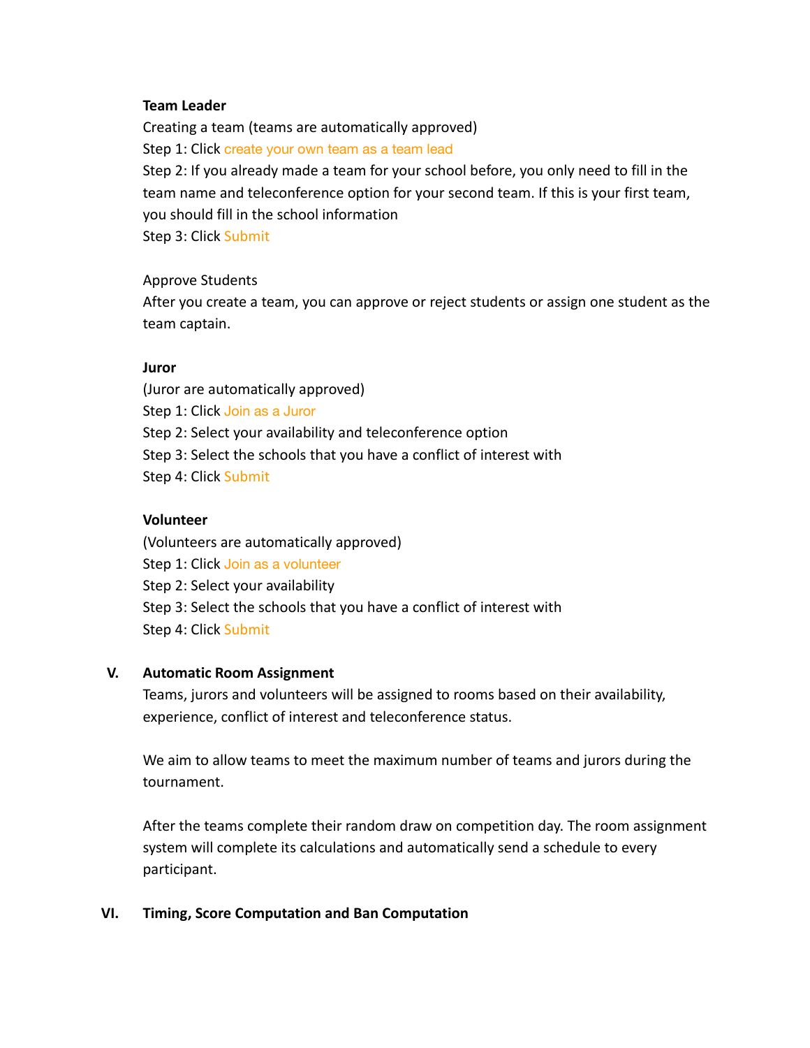**Team Leader**

Creating a team (teams are automatically approved)

Step 1: Click create your own team as a team lead

Step 2: If you already made a team for your school before, you only need to fill in the team name and teleconference option for your second team. If this is your first team, you should fill in the school information

Step 3: Click Submit

Approve Students

After you create a team, you can approve or reject students or assign one student as the team captain.

**Juror**

(Juror are automatically approved)

Step 1: Click Join as a Juror

Step 2: Select your availability and teleconference option

Step 3: Select the schools that you have a conflict of interest with

Step 4: Click Submit

**Volunteer**

(Volunteers are automatically approved)

Step 1: Click Join as a volunteer

Step 2: Select your availability

Step 3: Select the schools that you have a conflict of interest with

Step 4: Click Submit

## V. Automatic Room Assignment

Teams, jurors and volunteers will be assigned to rooms based on their availability, experience, conflict of interest and teleconference status.

We aim to allow teams to meet the maximum number of teams and jurors during the tournament.

After the teams complete their random draw on competition day. The room assignment system will complete its calculations and automatically send a schedule to every participant.

## VI. Timing, Score Computation and Ban Computation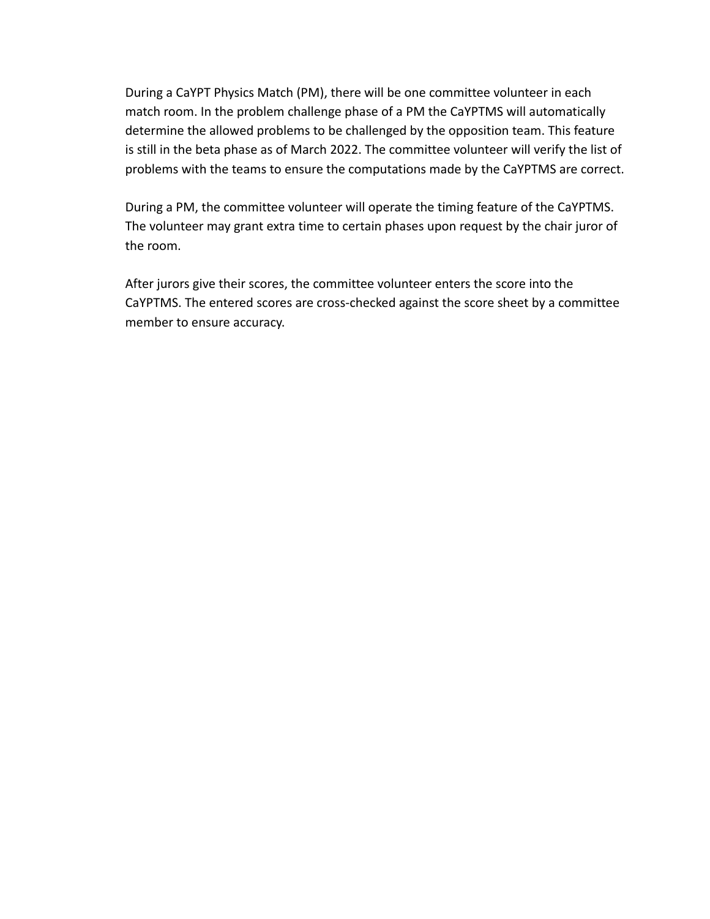During a CaYPT Physics Match (PM), there will be one committee volunteer in each match room. In the problem challenge phase of a PM the CaYPTMS will automatically determine the allowed problems to be challenged by the opposition team. This feature is still in the beta phase as of March 2022. The committee volunteer will verify the list of problems with the teams to ensure the computations made by the CaYPTMS are correct.

During a PM, the committee volunteer will operate the timing feature of the CaYPTMS. The volunteer may grant extra time to certain phases upon request by the chair juror of the room.

After jurors give their scores, the committee volunteer enters the score into the CaYPTMS. The entered scores are cross-checked against the score sheet by a committee member to ensure accuracy.